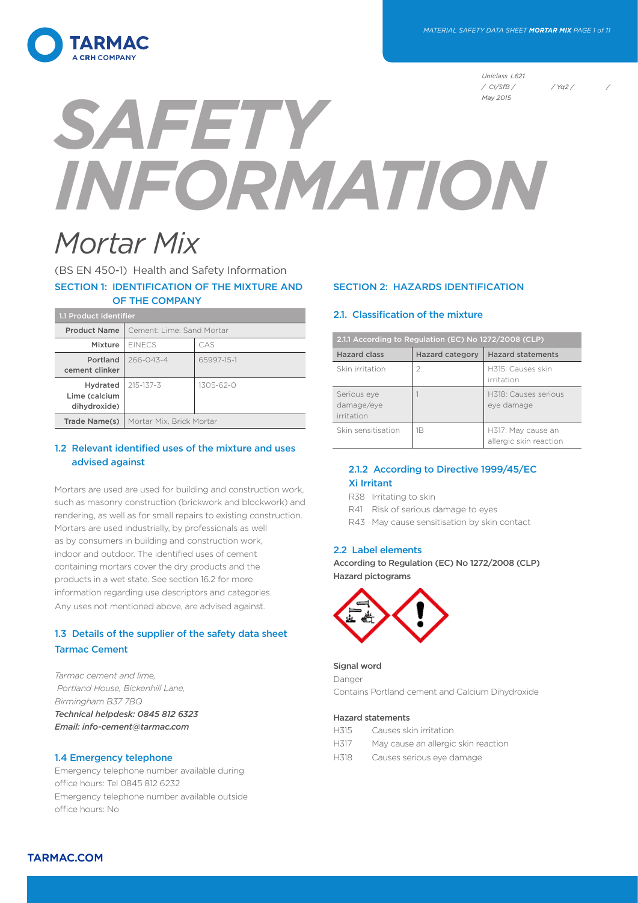Uniclass L621
/ CI/SfB / / Yq2 / /
May 2015

# SAFETY INFORMATION

# Mortar Mix

(BS EN 450-1) Health and Safety Information

## SECTION 1: IDENTIFICATION OF THE MIXTURE AND OF THE COMPANY

| 1.1 Product identifier | | |
|---|---|---|
| **Product Name** | Cement: Lime: Sand Mortar | |
| **Mixture** | EINECS | CAS |
| **Portland cement clinker** | 266-043-4 | 65997-15-1 |
| **Hydrated Lime (calcium dihydroxide)** | 215-137-3 | 1305-62-0 |
| **Trade Name(s)** | Mortar Mix, Brick Mortar | |

### 1.2 Relevant identified uses of the mixture and uses advised against

Mortars are used are used for building and construction work, such as masonry construction (brickwork and blockwork) and rendering, as well as for small repairs to existing construction. Mortars are used industrially, by professionals as well as by consumers in building and construction work, indoor and outdoor. The identified uses of cement containing mortars cover the dry products and the products in a wet state. See section 16.2 for more information regarding use descriptors and categories. Any uses not mentioned above, are advised against.

### 1.3 Details of the supplier of the safety data sheet

**Tarmac Cement**

*Tarmac cement and lime,*
*Portland House, Bickenhill Lane,*
*Birmingham B37 7BQ*
***Technical helpdesk: 0845 812 6323***
***Email: info-cement@tarmac.com***

### 1.4 Emergency telephone

Emergency telephone number available during office hours: Tel 0845 812 6232
Emergency telephone number available outside office hours: No

## SECTION 2: HAZARDS IDENTIFICATION

### 2.1. Classification of the mixture

| 2.1.1 According to Regulation (EC) No 1272/2008 (CLP) | | |
|---|---|---|
| **Hazard class** | **Hazard category** | **Hazard statements** |
| Skin irritation | 2 | H315: Causes skin irritation |
| Serious eye damage/eye irritation | 1 | H318: Causes serious eye damage |
| Skin sensitisation | 1B | H317: May cause an allergic skin reaction |

### 2.1.2 According to Directive 1999/45/EC

**Xi Irritant**

- R38 Irritating to skin
- R41 Risk of serious damage to eyes
- R43 May cause sensitisation by skin contact

### 2.2 Label elements

**According to Regulation (EC) No 1272/2008 (CLP)**
**Hazard pictograms**

**Signal word**

Danger

Contains Portland cement and Calcium Dihydroxide

**Hazard statements**

- H315 Causes skin irritation
- H317 May cause an allergic skin reaction
- H318 Causes serious eye damage

**TARMAC.COM**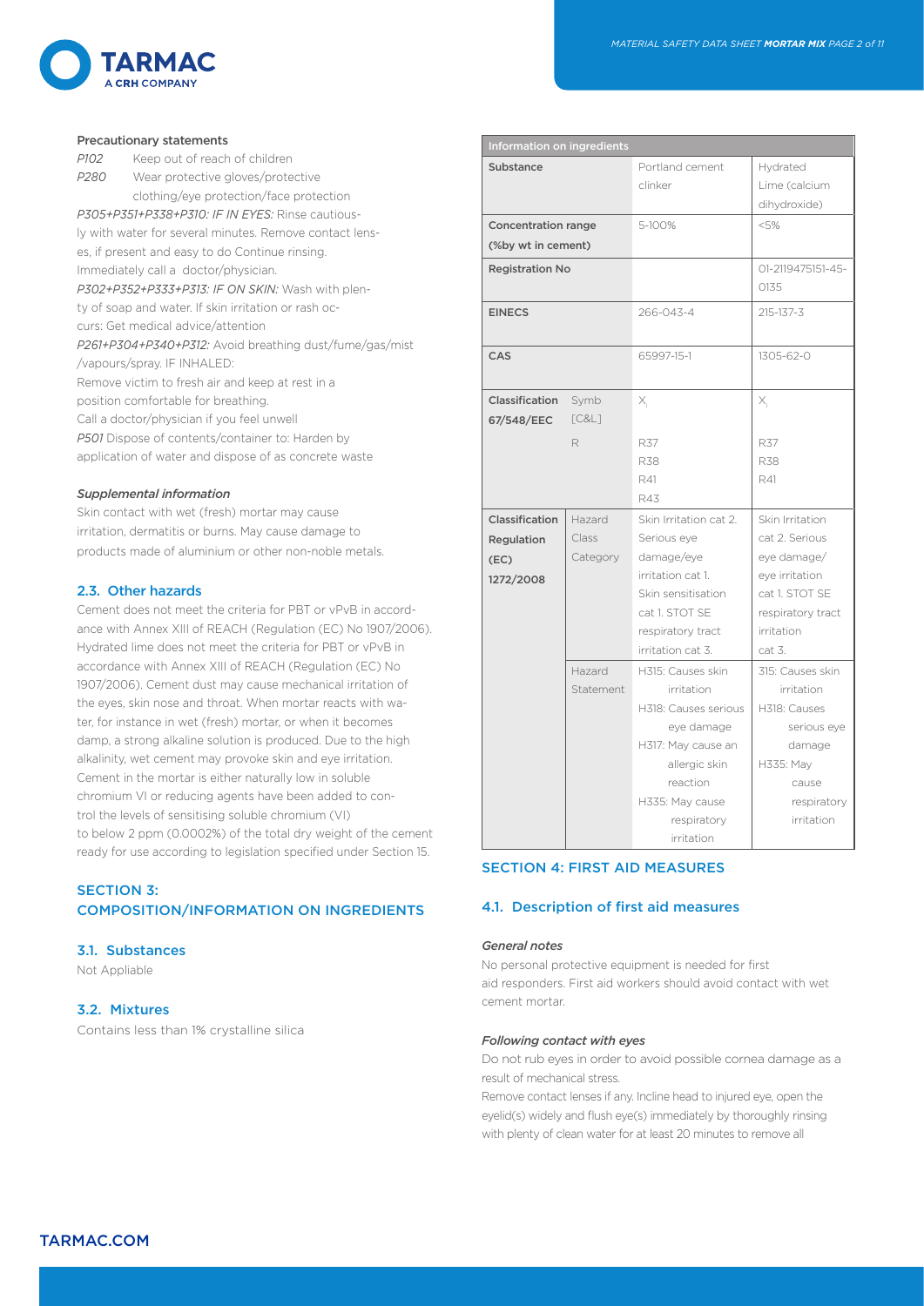#### Precautionary statements

*P102* Keep out of reach of children

*P280* Wear protective gloves/protective clothing/eye protection/face protection

*P305+P351+P338+P310: IF IN EYES:* Rinse cautiously with water for several minutes. Remove contact lenses, if present and easy to do Continue rinsing. Immediately call a doctor/physician.

*P302+P352+P333+P313: IF ON SKIN:* Wash with plenty of soap and water. If skin irritation or rash occurs: Get medical advice/attention

*P261+P304+P340+P312:* Avoid breathing dust/fume/gas/mist /vapours/spray. IF INHALED:
Remove victim to fresh air and keep at rest in a position comfortable for breathing.
Call a doctor/physician if you feel unwell

*P501* Dispose of contents/container to: Harden by application of water and dispose of as concrete waste

#### *Supplemental information*

Skin contact with wet (fresh) mortar may cause irritation, dermatitis or burns. May cause damage to products made of aluminium or other non-noble metals.

### 2.3. Other hazards

Cement does not meet the criteria for PBT or vPvB in accordance with Annex XIII of REACH (Regulation (EC) No 1907/2006). Hydrated lime does not meet the criteria for PBT or vPvB in accordance with Annex XIII of REACH (Regulation (EC) No 1907/2006). Cement dust may cause mechanical irritation of the eyes, skin nose and throat. When mortar reacts with water, for instance in wet (fresh) mortar, or when it becomes damp, a strong alkaline solution is produced. Due to the high alkalinity, wet cement may provoke skin and eye irritation. Cement in the mortar is either naturally low in soluble chromium VI or reducing agents have been added to control the levels of sensitising soluble chromium (VI) to below 2 ppm (0.0002%) of the total dry weight of the cement ready for use according to legislation specified under Section 15.

## SECTION 3: COMPOSITION/INFORMATION ON INGREDIENTS

### 3.1. Substances

Not Appliable

### 3.2. Mixtures

Contains less than 1% crystalline silica

| Information on ingredients | | | |
|---|---|---|---|
| **Substance** | | Portland cement clinker | Hydrated Lime (calcium dihydroxide) |
| **Concentration range (%by wt in cement)** | | 5-100% | <5% |
| **Registration No** | | | 01-2119475151-45-0135 |
| **EINECS** | | 266-043-4 | 215-137-3 |
| **CAS** | | 65997-15-1 | 1305-62-0 |
| **Classification 67/548/EEC** | Symb [C&L] | $X_i$ | $X_i$ |
| | R | R37<br>R38<br>R41<br>R43 | R37<br>R38<br>R41 |
| **Classification Regulation (EC) 1272/2008** | Hazard Class Category | Skin Irritation cat 2. Serious eye damage/eye irritation cat 1. Skin sensitisation cat 1. STOT SE respiratory tract irritation cat 3. | Skin Irritation cat 2. Serious eye damage/ eye irritation cat 1. STOT SE respiratory tract irritation cat 3. |
| | Hazard Statement | H315: Causes skin irritation<br>H318: Causes serious eye damage<br>H317: May cause an allergic skin reaction<br>H335: May cause respiratory irritation | 315: Causes skin irritation<br>H318: Causes serious eye damage<br>H335: May cause respiratory irritation |

## SECTION 4: FIRST AID MEASURES

### 4.1. Description of first aid measures

#### *General notes*

No personal protective equipment is needed for first aid responders. First aid workers should avoid contact with wet cement mortar.

#### *Following contact with eyes*

Do not rub eyes in order to avoid possible cornea damage as a result of mechanical stress.

Remove contact lenses if any. Incline head to injured eye, open the eyelid(s) widely and flush eye(s) immediately by thoroughly rinsing with plenty of clean water for at least 20 minutes to remove all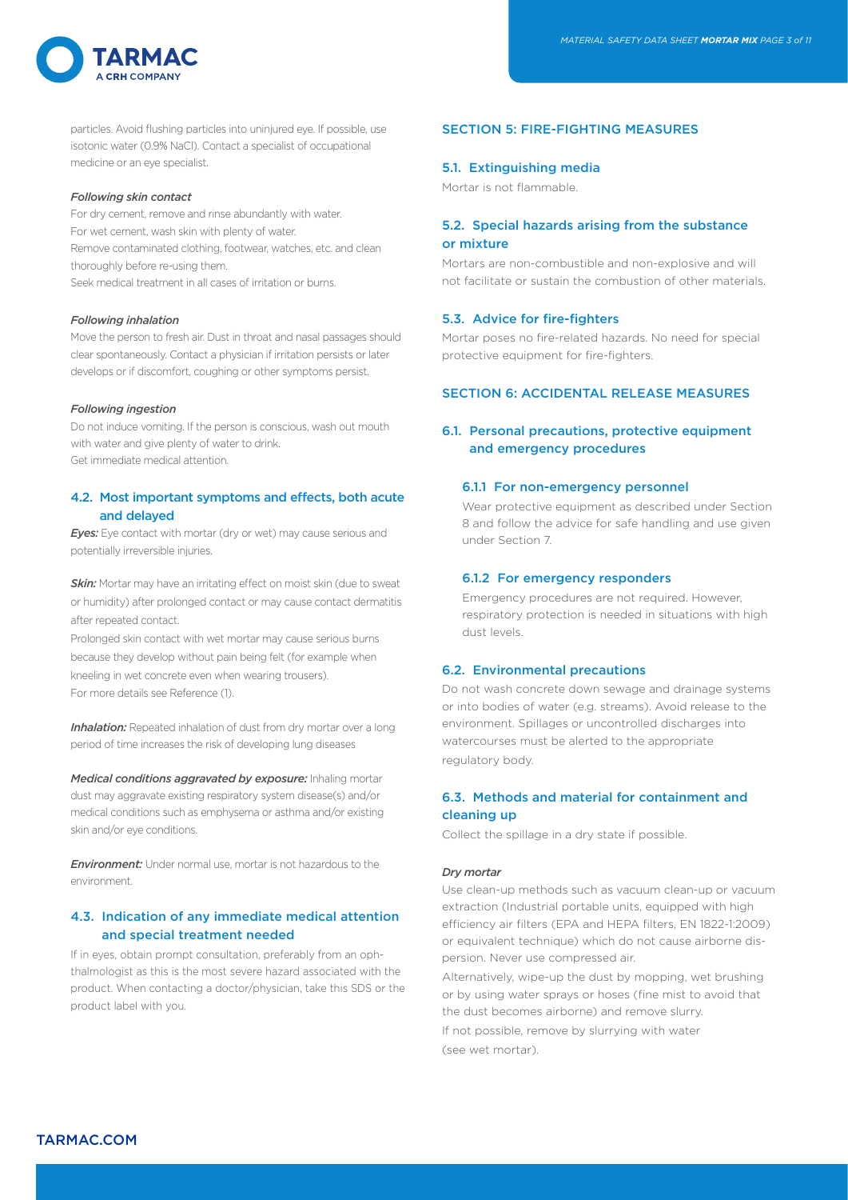particles. Avoid flushing particles into uninjured eye. If possible, use isotonic water (0.9% NaCl). Contact a specialist of occupational medicine or an eye specialist.

*Following skin contact*

For dry cement, remove and rinse abundantly with water.
For wet cement, wash skin with plenty of water.
Remove contaminated clothing, footwear, watches, etc. and clean thoroughly before re-using them.
Seek medical treatment in all cases of irritation or burns.

*Following inhalation*

Move the person to fresh air. Dust in throat and nasal passages should clear spontaneously. Contact a physician if irritation persists or later develops or if discomfort, coughing or other symptoms persist.

*Following ingestion*

Do not induce vomiting. If the person is conscious, wash out mouth with water and give plenty of water to drink.
Get immediate medical attention.

### 4.2. Most important symptoms and effects, both acute and delayed

***Eyes:*** Eye contact with mortar (dry or wet) may cause serious and potentially irreversible injuries.

***Skin:*** Mortar may have an irritating effect on moist skin (due to sweat or humidity) after prolonged contact or may cause contact dermatitis after repeated contact.
Prolonged skin contact with wet mortar may cause serious burns because they develop without pain being felt (for example when kneeling in wet concrete even when wearing trousers).
For more details see Reference (1).

***Inhalation:*** Repeated inhalation of dust from dry mortar over a long period of time increases the risk of developing lung diseases

***Medical conditions aggravated by exposure:*** Inhaling mortar dust may aggravate existing respiratory system disease(s) and/or medical conditions such as emphysema or asthma and/or existing skin and/or eye conditions.

***Environment:*** Under normal use, mortar is not hazardous to the environment.

### 4.3. Indication of any immediate medical attention and special treatment needed

If in eyes, obtain prompt consultation, preferably from an ophthalmologist as this is the most severe hazard associated with the product. When contacting a doctor/physician, take this SDS or the product label with you.

## SECTION 5: FIRE-FIGHTING MEASURES

### 5.1. Extinguishing media

Mortar is not flammable.

### 5.2. Special hazards arising from the substance or mixture

Mortars are non-combustible and non-explosive and will not facilitate or sustain the combustion of other materials.

### 5.3. Advice for fire-fighters

Mortar poses no fire-related hazards. No need for special protective equipment for fire-fighters.

## SECTION 6: ACCIDENTAL RELEASE MEASURES

### 6.1. Personal precautions, protective equipment and emergency procedures

#### 6.1.1 For non-emergency personnel

Wear protective equipment as described under Section 8 and follow the advice for safe handling and use given under Section 7.

#### 6.1.2 For emergency responders

Emergency procedures are not required. However, respiratory protection is needed in situations with high dust levels.

### 6.2. Environmental precautions

Do not wash concrete down sewage and drainage systems or into bodies of water (e.g. streams). Avoid release to the environment. Spillages or uncontrolled discharges into watercourses must be alerted to the appropriate regulatory body.

### 6.3. Methods and material for containment and cleaning up

Collect the spillage in a dry state if possible.

*Dry mortar*

Use clean-up methods such as vacuum clean-up or vacuum extraction (Industrial portable units, equipped with high efficiency air filters (EPA and HEPA filters, EN 1822-1:2009) or equivalent technique) which do not cause airborne dispersion. Never use compressed air.

Alternatively, wipe-up the dust by mopping, wet brushing or by using water sprays or hoses (fine mist to avoid that the dust becomes airborne) and remove slurry.

If not possible, remove by slurrying with water (see wet mortar).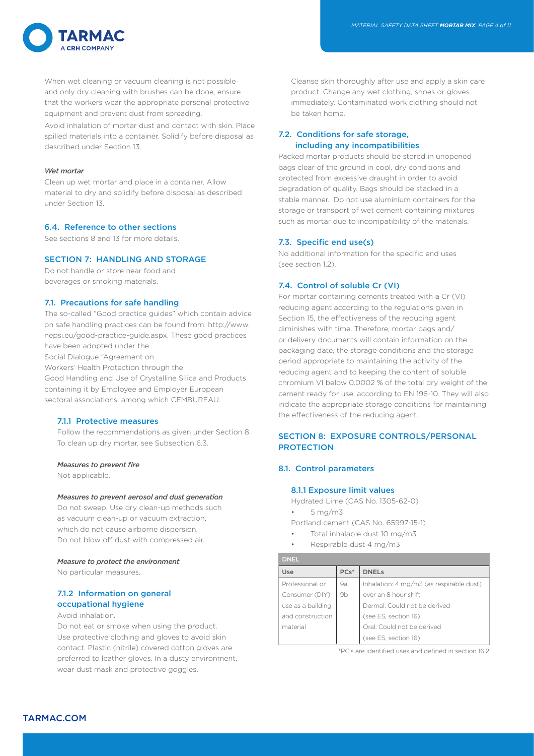When wet cleaning or vacuum cleaning is not possible and only dry cleaning with brushes can be done, ensure that the workers wear the appropriate personal protective equipment and prevent dust from spreading.

Avoid inhalation of mortar dust and contact with skin. Place spilled materials into a container. Solidify before disposal as described under Section 13.

*Wet mortar*

Clean up wet mortar and place in a container. Allow material to dry and solidify before disposal as described under Section 13.

### 6.4. Reference to other sections

See sections 8 and 13 for more details.

## SECTION 7: HANDLING AND STORAGE

Do not handle or store near food and beverages or smoking materials.

### 7.1. Precautions for safe handling

The so-called "Good practice guides" which contain advice on safe handling practices can be found from: http://www.nepsi.eu/good-practice-guide.aspx. These good practices have been adopted under the Social Dialogue "Agreement on Workers' Health Protection through the Good Handling and Use of Crystalline Silica and Products containing it by Employee and Employer European sectoral associations, among which CEMBUREAU.

#### 7.1.1 Protective measures

Follow the recommendations as given under Section 8. To clean up dry mortar, see Subsection 6.3.

*Measures to prevent fire*

Not applicable.

*Measures to prevent aerosol and dust generation*

Do not sweep. Use dry clean-up methods such as vacuum clean-up or vacuum extraction, which do not cause airborne dispersion. Do not blow off dust with compressed air.

*Measure to protect the environment*

No particular measures.

#### 7.1.2 Information on general occupational hygiene

Avoid inhalation.

Do not eat or smoke when using the product. Use protective clothing and gloves to avoid skin contact. Plastic (nitrile) covered cotton gloves are preferred to leather gloves. In a dusty environment, wear dust mask and protective goggles.

Cleanse skin thoroughly after use and apply a skin care product. Change any wet clothing, shoes or gloves immediately. Contaminated work clothing should not be taken home.

### 7.2. Conditions for safe storage, including any incompatibilities

Packed mortar products should be stored in unopened bags clear of the ground in cool, dry conditions and protected from excessive draught in order to avoid degradation of quality. Bags should be stacked in a stable manner. Do not use aluminium containers for the storage or transport of wet cement containing mixtures such as mortar due to incompatibility of the materials.

### 7.3. Specific end use(s)

No additional information for the specific end uses (see section 1.2).

### 7.4. Control of soluble Cr (VI)

For mortar containing cements treated with a Cr (VI) reducing agent according to the regulations given in Section 15, the effectiveness of the reducing agent diminishes with time. Therefore, mortar bags and/or delivery documents will contain information on the packaging date, the storage conditions and the storage period appropriate to maintaining the activity of the reducing agent and to keeping the content of soluble chromium VI below 0.0002 % of the total dry weight of the cement ready for use, according to EN 196-10. They will also indicate the appropriate storage conditions for maintaining the effectiveness of the reducing agent.

## SECTION 8: EXPOSURE CONTROLS/PERSONAL PROTECTION

### 8.1. Control parameters

#### 8.1.1 Exposure limit values

Hydrated Lime (CAS No. 1305-62-0)

- 5 mg/m3

Portland cement (CAS No. 65997-15-1)

- Total inhalable dust 10 mg/m3
- Respirable dust 4 mg/m3

| DNEL | | |
|---|---|---|
| Use | PCs* | DNELs |
| Professional or Consumer (DIY) use as a building and construction material | 9a, 9b | Inhalation: 4 mg/m3 (as respirable dust) over an 8 hour shift<br>Dermal: Could not be derived (see ES, section 16)<br>Oral: Could not be derived (see ES, section 16) |

*PC's are identified uses and defined in section 16.2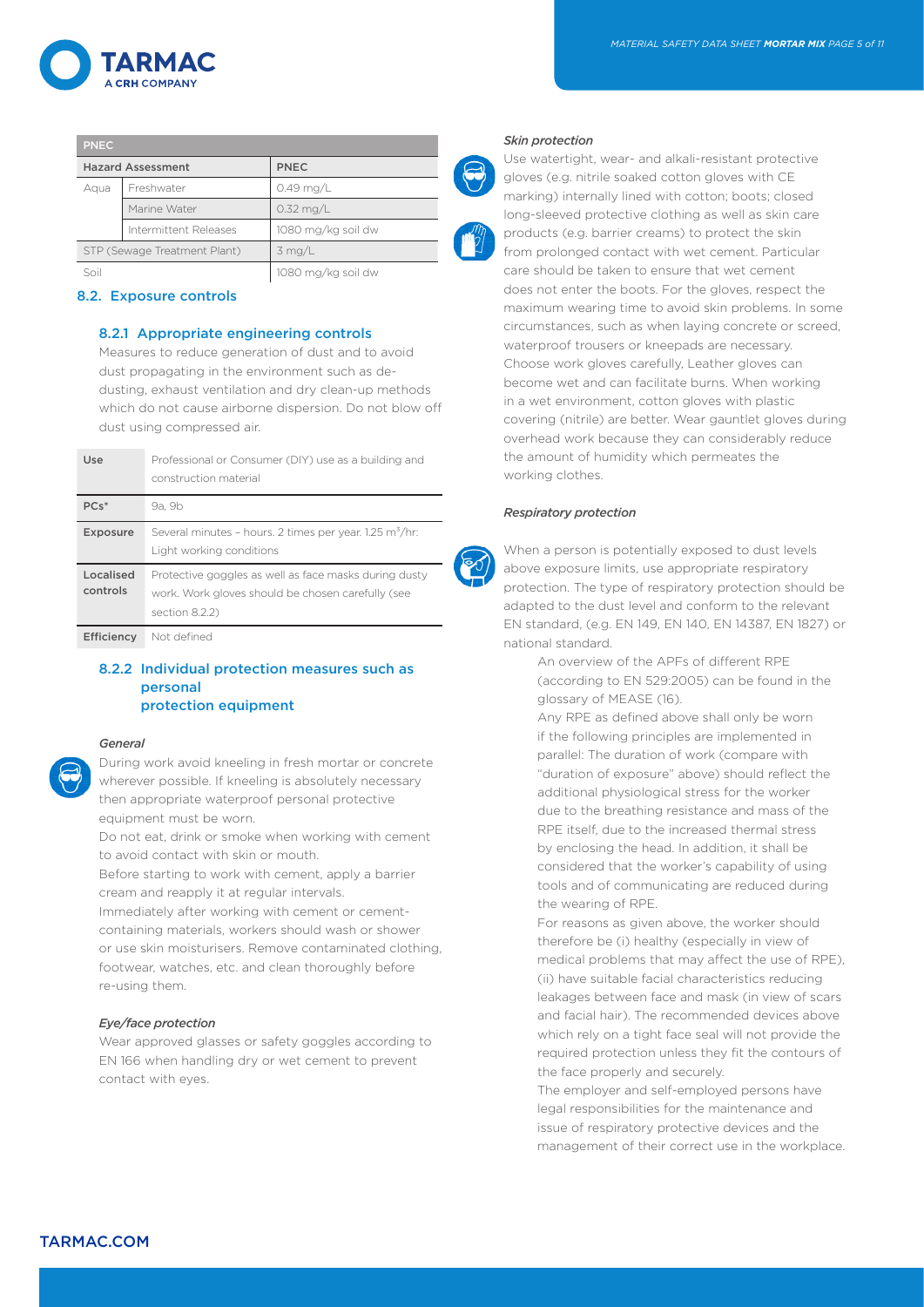| PNEC | | |
|---|---|---|
| **Hazard Assessment** | | **PNEC** |
| Aqua | Freshwater | 0.49 mg/L |
| | Marine Water | 0.32 mg/L |
| | Intermittent Releases | 1080 mg/kg soil dw |
| STP (Sewage Treatment Plant) | | 3 mg/L |
| Soil | | 1080 mg/kg soil dw |

## 8.2. Exposure controls

### 8.2.1 Appropriate engineering controls

Measures to reduce generation of dust and to avoid dust propagating in the environment such as de-dusting, exhaust ventilation and dry clean-up methods which do not cause airborne dispersion. Do not blow off dust using compressed air.

| Use | Professional or Consumer (DIY) use as a building and construction material |
|---|---|
| PCs* | 9a, 9b |
| Exposure | Several minutes – hours. 2 times per year. 1.25 $m^3$/hr: Light working conditions |
| Localised controls | Protective goggles as well as face masks during dusty work. Work gloves should be chosen carefully (see section 8.2.2) |
| Efficiency | Not defined |

### 8.2.2 Individual protection measures such as personal protection equipment

*General*

During work avoid kneeling in fresh mortar or concrete wherever possible. If kneeling is absolutely necessary then appropriate waterproof personal protective equipment must be worn.

Do not eat, drink or smoke when working with cement to avoid contact with skin or mouth.

Before starting to work with cement, apply a barrier cream and reapply it at regular intervals.

Immediately after working with cement or cement-containing materials, workers should wash or shower or use skin moisturisers. Remove contaminated clothing, footwear, watches, etc. and clean thoroughly before re-using them.

*Eye/face protection*

Wear approved glasses or safety goggles according to EN 166 when handling dry or wet cement to prevent contact with eyes.

*Skin protection*

Use watertight, wear- and alkali-resistant protective gloves (e.g. nitrile soaked cotton gloves with CE marking) internally lined with cotton; boots; closed long-sleeved protective clothing as well as skin care products (e.g. barrier creams) to protect the skin from prolonged contact with wet cement. Particular care should be taken to ensure that wet cement does not enter the boots. For the gloves, respect the maximum wearing time to avoid skin problems. In some circumstances, such as when laying concrete or screed, waterproof trousers or kneepads are necessary. Choose work gloves carefully, Leather gloves can become wet and can facilitate burns. When working in a wet environment, cotton gloves with plastic covering (nitrile) are better. Wear gauntlet gloves during overhead work because they can considerably reduce the amount of humidity which permeates the working clothes.

*Respiratory protection*

When a person is potentially exposed to dust levels above exposure limits, use appropriate respiratory protection. The type of respiratory protection should be adapted to the dust level and conform to the relevant EN standard, (e.g. EN 149, EN 140, EN 14387, EN 1827) or national standard.

An overview of the APFs of different RPE (according to EN 529:2005) can be found in the glossary of MEASE (16).

Any RPE as defined above shall only be worn if the following principles are implemented in parallel: The duration of work (compare with "duration of exposure" above) should reflect the additional physiological stress for the worker due to the breathing resistance and mass of the RPE itself, due to the increased thermal stress by enclosing the head. In addition, it shall be considered that the worker's capability of using tools and of communicating are reduced during the wearing of RPE.

For reasons as given above, the worker should therefore be (i) healthy (especially in view of medical problems that may affect the use of RPE), (ii) have suitable facial characteristics reducing leakages between face and mask (in view of scars and facial hair). The recommended devices above which rely on a tight face seal will not provide the required protection unless they fit the contours of the face properly and securely.

The employer and self-employed persons have legal responsibilities for the maintenance and issue of respiratory protective devices and the management of their correct use in the workplace.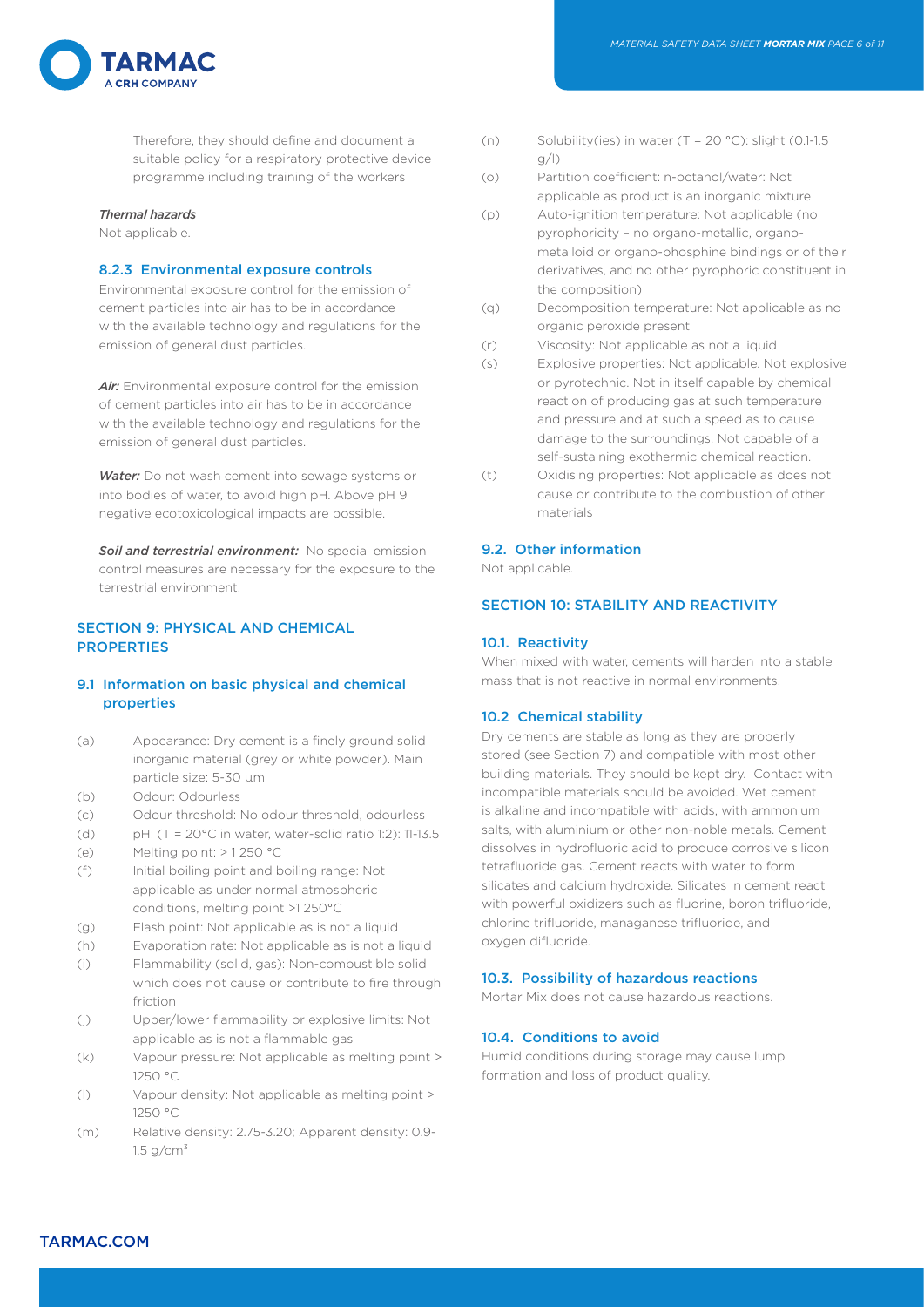Therefore, they should define and document a suitable policy for a respiratory protective device programme including training of the workers

*Thermal hazards*

Not applicable.

#### 8.2.3 Environmental exposure controls

Environmental exposure control for the emission of cement particles into air has to be in accordance with the available technology and regulations for the emission of general dust particles.

***Air:*** Environmental exposure control for the emission of cement particles into air has to be in accordance with the available technology and regulations for the emission of general dust particles.

***Water:*** Do not wash cement into sewage systems or into bodies of water, to avoid high pH. Above pH 9 negative ecotoxicological impacts are possible.

***Soil and terrestrial environment:*** No special emission control measures are necessary for the exposure to the terrestrial environment.

## SECTION 9: PHYSICAL AND CHEMICAL PROPERTIES

### 9.1 Information on basic physical and chemical properties

(a) Appearance: Dry cement is a finely ground solid inorganic material (grey or white powder). Main particle size: 5-30 µm

(b) Odour: Odourless

(c) Odour threshold: No odour threshold, odourless

(d) pH: (T = 20°C in water, water-solid ratio 1:2): 11-13.5

(e) Melting point: > 1 250 °C

(f) Initial boiling point and boiling range: Not applicable as under normal atmospheric conditions, melting point >1 250°C

(g) Flash point: Not applicable as is not a liquid

(h) Evaporation rate: Not applicable as is not a liquid

(i) Flammability (solid, gas): Non-combustible solid which does not cause or contribute to fire through friction

(j) Upper/lower flammability or explosive limits: Not applicable as is not a flammable gas

(k) Vapour pressure: Not applicable as melting point > 1250 °C

(l) Vapour density: Not applicable as melting point > 1250 °C

(m) Relative density: 2.75-3.20; Apparent density: 0.9-1.5 g/cm$^3$

(n) Solubility(ies) in water (T = 20 °C): slight (0.1-1.5 g/l)

(o) Partition coefficient: n-octanol/water: Not applicable as product is an inorganic mixture

(p) Auto-ignition temperature: Not applicable (no pyrophoricity – no organo-metallic, organo-metalloid or organo-phosphine bindings or of their derivatives, and no other pyrophoric constituent in the composition)

(q) Decomposition temperature: Not applicable as no organic peroxide present

(r) Viscosity: Not applicable as not a liquid

(s) Explosive properties: Not applicable. Not explosive or pyrotechnic. Not in itself capable by chemical reaction of producing gas at such temperature and pressure and at such a speed as to cause damage to the surroundings. Not capable of a self-sustaining exothermic chemical reaction.

(t) Oxidising properties: Not applicable as does not cause or contribute to the combustion of other materials

### 9.2. Other information

Not applicable.

## SECTION 10: STABILITY AND REACTIVITY

### 10.1. Reactivity

When mixed with water, cements will harden into a stable mass that is not reactive in normal environments.

### 10.2 Chemical stability

Dry cements are stable as long as they are properly stored (see Section 7) and compatible with most other building materials. They should be kept dry. Contact with incompatible materials should be avoided. Wet cement is alkaline and incompatible with acids, with ammonium salts, with aluminium or other non-noble metals. Cement dissolves in hydrofluoric acid to produce corrosive silicon tetrafluoride gas. Cement reacts with water to form silicates and calcium hydroxide. Silicates in cement react with powerful oxidizers such as fluorine, boron trifluoride, chlorine trifluoride, managanese trifluoride, and oxygen difluoride.

### 10.3. Possibility of hazardous reactions

Mortar Mix does not cause hazardous reactions.

### 10.4. Conditions to avoid

Humid conditions during storage may cause lump formation and loss of product quality.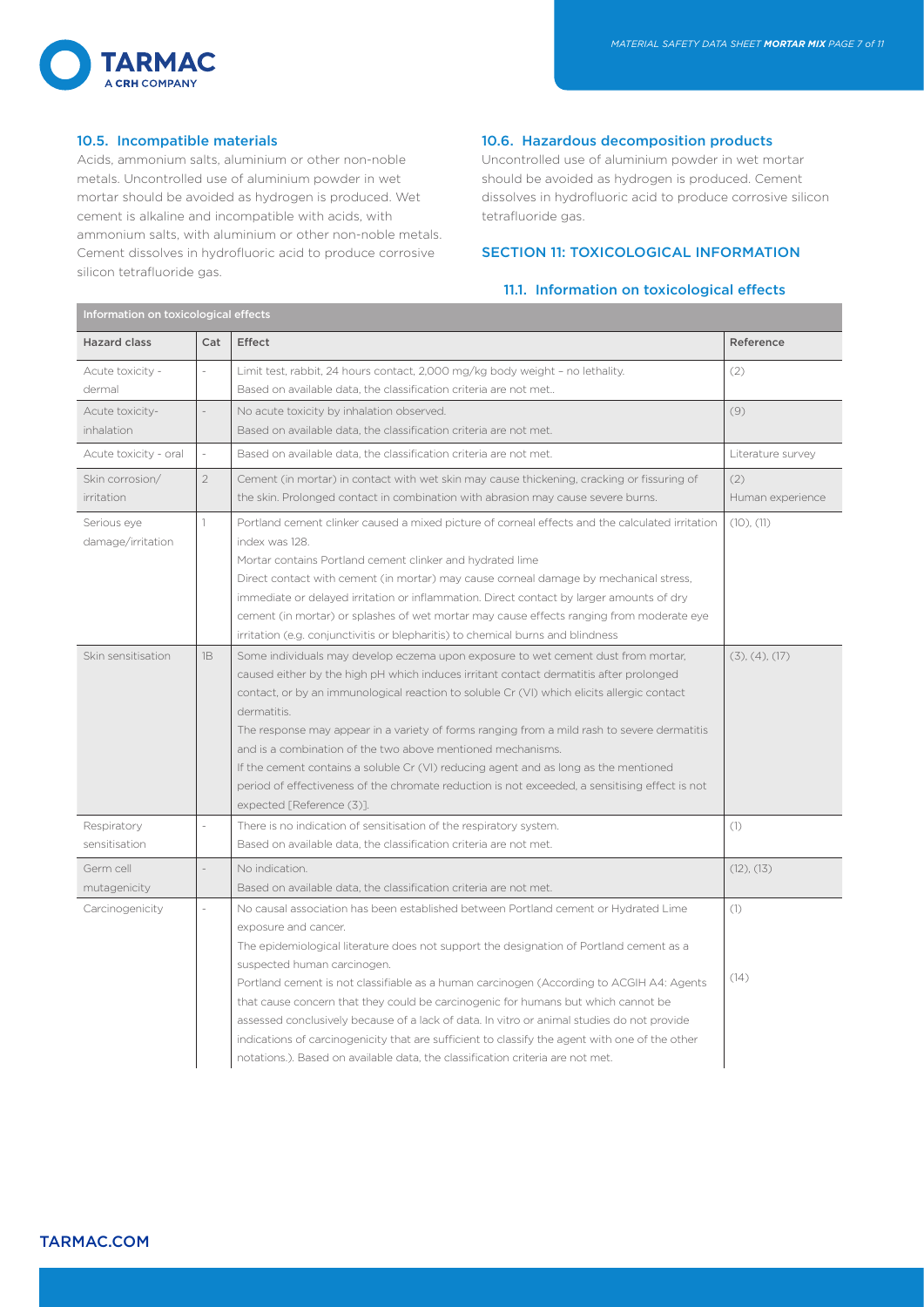### 10.5. Incompatible materials

Acids, ammonium salts, aluminium or other non-noble metals. Uncontrolled use of aluminium powder in wet mortar should be avoided as hydrogen is produced. Wet cement is alkaline and incompatible with acids, with ammonium salts, with aluminium or other non-noble metals. Cement dissolves in hydrofluoric acid to produce corrosive silicon tetrafluoride gas.

### 10.6. Hazardous decomposition products

Uncontrolled use of aluminium powder in wet mortar should be avoided as hydrogen is produced. Cement dissolves in hydrofluoric acid to produce corrosive silicon tetrafluoride gas.

## SECTION 11: TOXICOLOGICAL INFORMATION

### 11.1. Information on toxicological effects

| Information on toxicological effects | | | |
|---|---|---|---|
| **Hazard class** | **Cat** | **Effect** | **Reference** |
| Acute toxicity - dermal | - | Limit test, rabbit, 24 hours contact, 2,000 mg/kg body weight – no lethality.<br>Based on available data, the classification criteria are not met.. | (2) |
| Acute toxicity-inhalation | - | No acute toxicity by inhalation observed.<br>Based on available data, the classification criteria are not met. | (9) |
| Acute toxicity - oral | - | Based on available data, the classification criteria are not met. | Literature survey |
| Skin corrosion/ irritation | 2 | Cement (in mortar) in contact with wet skin may cause thickening, cracking or fissuring of the skin. Prolonged contact in combination with abrasion may cause severe burns. | (2)<br>Human experience |
| Serious eye damage/irritation | 1 | Portland cement clinker caused a mixed picture of corneal effects and the calculated irritation index was 128.<br>Mortar contains Portland cement clinker and hydrated lime<br>Direct contact with cement (in mortar) may cause corneal damage by mechanical stress, immediate or delayed irritation or inflammation. Direct contact by larger amounts of dry cement (in mortar) or splashes of wet mortar may cause effects ranging from moderate eye irritation (e.g. conjunctivitis or blepharitis) to chemical burns and blindness | (10), (11) |
| Skin sensitisation | 1B | Some individuals may develop eczema upon exposure to wet cement dust from mortar, caused either by the high pH which induces irritant contact dermatitis after prolonged contact, or by an immunological reaction to soluble Cr (VI) which elicits allergic contact dermatitis.<br>The response may appear in a variety of forms ranging from a mild rash to severe dermatitis and is a combination of the two above mentioned mechanisms.<br>If the cement contains a soluble Cr (VI) reducing agent and as long as the mentioned period of effectiveness of the chromate reduction is not exceeded, a sensitising effect is not expected [Reference (3)]. | (3), (4), (17) |
| Respiratory sensitisation | - | There is no indication of sensitisation of the respiratory system.<br>Based on available data, the classification criteria are not met. | (1) |
| Germ cell mutagenicity | - | No indication.<br>Based on available data, the classification criteria are not met. | (12), (13) |
| Carcinogenicity | - | No causal association has been established between Portland cement or Hydrated Lime exposure and cancer.<br>The epidemiological literature does not support the designation of Portland cement as a suspected human carcinogen.<br>Portland cement is not classifiable as a human carcinogen (According to ACGIH A4: Agents that cause concern that they could be carcinogenic for humans but which cannot be assessed conclusively because of a lack of data. In vitro or animal studies do not provide indications of carcinogenicity that are sufficient to classify the agent with one of the other notations.). Based on available data, the classification criteria are not met. | (1)<br><br>(14) |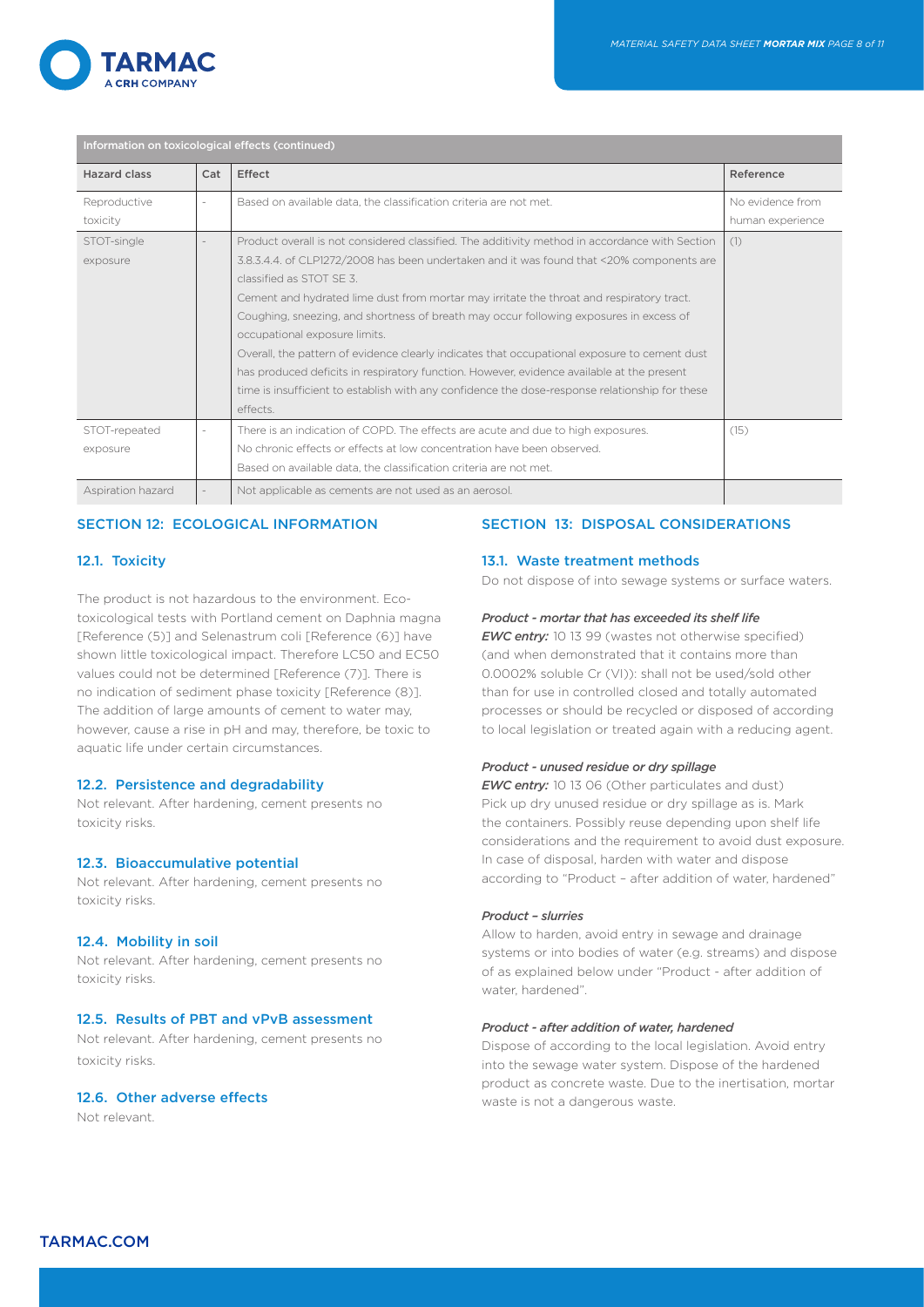**Information on toxicological effects (continued)**

| Hazard class | Cat | Effect | Reference |
| --- | --- | --- | --- |
| Reproductive toxicity | - | Based on available data, the classification criteria are not met. | No evidence from human experience |
| STOT-single exposure | - | Product overall is not considered classified. The additivity method in accordance with Section 3.8.3.4.4. of CLP1272/2008 has been undertaken and it was found that <20% components are classified as STOT SE 3. Cement and hydrated lime dust from mortar may irritate the throat and respiratory tract. Coughing, sneezing, and shortness of breath may occur following exposures in excess of occupational exposure limits. Overall, the pattern of evidence clearly indicates that occupational exposure to cement dust has produced deficits in respiratory function. However, evidence available at the present time is insufficient to establish with any confidence the dose-response relationship for these effects. | (1) |
| STOT-repeated exposure | - | There is an indication of COPD. The effects are acute and due to high exposures. No chronic effects or effects at low concentration have been observed. Based on available data, the classification criteria are not met. | (15) |
| Aspiration hazard | - | Not applicable as cements are not used as an aerosol. | |

## SECTION 12: ECOLOGICAL INFORMATION

### 12.1. Toxicity

The product is not hazardous to the environment. Ecotoxicological tests with Portland cement on Daphnia magna [Reference (5)] and Selenastrum coli [Reference (6)] have shown little toxicological impact. Therefore LC50 and EC50 values could not be determined [Reference (7)]. There is no indication of sediment phase toxicity [Reference (8)]. The addition of large amounts of cement to water may, however, cause a rise in pH and may, therefore, be toxic to aquatic life under certain circumstances.

### 12.2. Persistence and degradability

Not relevant. After hardening, cement presents no toxicity risks.

### 12.3. Bioaccumulative potential

Not relevant. After hardening, cement presents no toxicity risks.

### 12.4. Mobility in soil

Not relevant. After hardening, cement presents no toxicity risks.

### 12.5. Results of PBT and vPvB assessment

Not relevant. After hardening, cement presents no toxicity risks.

### 12.6. Other adverse effects

Not relevant.

## SECTION 13: DISPOSAL CONSIDERATIONS

### 13.1. Waste treatment methods

Do not dispose of into sewage systems or surface waters.

***Product - mortar that has exceeded its shelf life***

***EWC entry:*** 10 13 99 (wastes not otherwise specified) (and when demonstrated that it contains more than 0.0002% soluble Cr (VI)): shall not be used/sold other than for use in controlled closed and totally automated processes or should be recycled or disposed of according to local legislation or treated again with a reducing agent.

***Product - unused residue or dry spillage***

***EWC entry:*** 10 13 06 (Other particulates and dust) Pick up dry unused residue or dry spillage as is. Mark the containers. Possibly reuse depending upon shelf life considerations and the requirement to avoid dust exposure. In case of disposal, harden with water and dispose according to "Product – after addition of water, hardened"

***Product – slurries***

Allow to harden, avoid entry in sewage and drainage systems or into bodies of water (e.g. streams) and dispose of as explained below under "Product - after addition of water, hardened".

***Product - after addition of water, hardened***

Dispose of according to the local legislation. Avoid entry into the sewage water system. Dispose of the hardened product as concrete waste. Due to the inertisation, mortar waste is not a dangerous waste.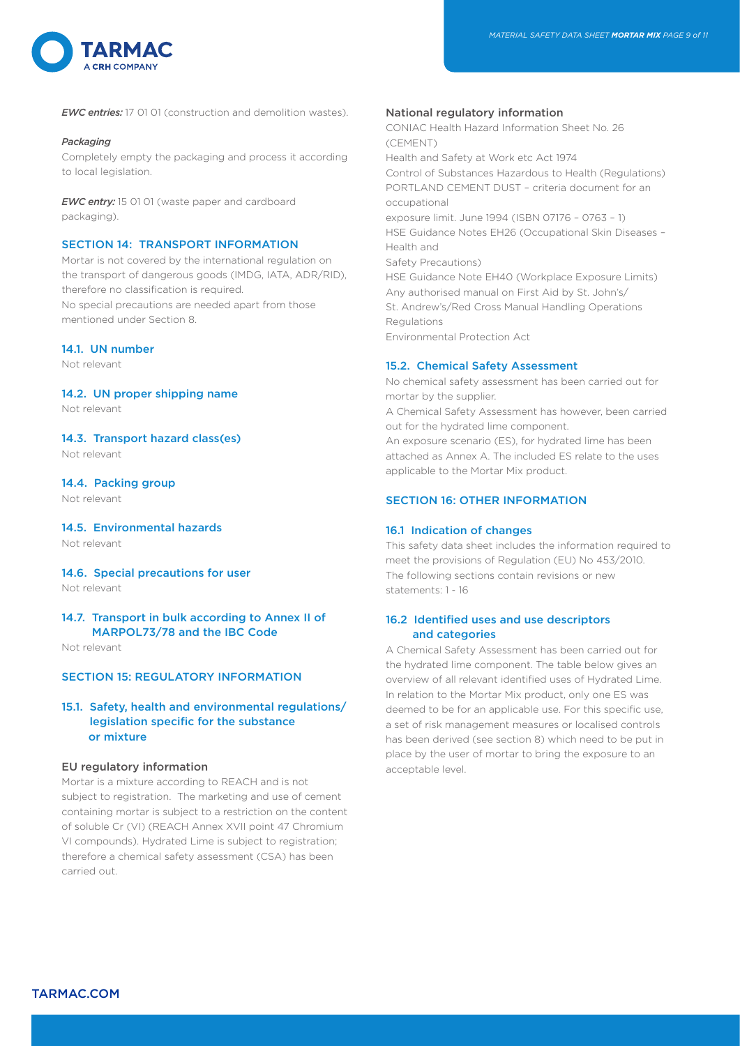*EWC entries:* 17 01 01 (construction and demolition wastes).

*Packaging*

Completely empty the packaging and process it according to local legislation.

*EWC entry:* 15 01 01 (waste paper and cardboard packaging).

## SECTION 14: TRANSPORT INFORMATION

Mortar is not covered by the international regulation on the transport of dangerous goods (IMDG, IATA, ADR/RID), therefore no classification is required.
No special precautions are needed apart from those mentioned under Section 8.

### 14.1. UN number

Not relevant

### 14.2. UN proper shipping name

Not relevant

### 14.3. Transport hazard class(es)

Not relevant

### 14.4. Packing group

Not relevant

### 14.5. Environmental hazards

Not relevant

### 14.6. Special precautions for user

Not relevant

### 14.7. Transport in bulk according to Annex II of MARPOL73/78 and the IBC Code

Not relevant

## SECTION 15: REGULATORY INFORMATION

### 15.1. Safety, health and environmental regulations/ legislation specific for the substance or mixture

#### EU regulatory information

Mortar is a mixture according to REACH and is not subject to registration. The marketing and use of cement containing mortar is subject to a restriction on the content of soluble Cr (VI) (REACH Annex XVII point 47 Chromium VI compounds). Hydrated Lime is subject to registration; therefore a chemical safety assessment (CSA) has been carried out.

#### National regulatory information

CONIAC Health Hazard Information Sheet No. 26 (CEMENT)
Health and Safety at Work etc Act 1974
Control of Substances Hazardous to Health (Regulations)
PORTLAND CEMENT DUST – criteria document for an occupational
exposure limit. June 1994 (ISBN 07176 – 0763 – 1)
HSE Guidance Notes EH26 (Occupational Skin Diseases – Health and
Safety Precautions)
HSE Guidance Note EH40 (Workplace Exposure Limits)
Any authorised manual on First Aid by St. John's/
St. Andrew's/Red Cross Manual Handling Operations Regulations
Environmental Protection Act

### 15.2. Chemical Safety Assessment

No chemical safety assessment has been carried out for mortar by the supplier.
A Chemical Safety Assessment has however, been carried out for the hydrated lime component.
An exposure scenario (ES), for hydrated lime has been attached as Annex A. The included ES relate to the uses applicable to the Mortar Mix product.

## SECTION 16: OTHER INFORMATION

### 16.1 Indication of changes

This safety data sheet includes the information required to meet the provisions of Regulation (EU) No 453/2010.
The following sections contain revisions or new statements: 1 - 16

### 16.2 Identified uses and use descriptors and categories

A Chemical Safety Assessment has been carried out for the hydrated lime component. The table below gives an overview of all relevant identified uses of Hydrated Lime. In relation to the Mortar Mix product, only one ES was deemed to be for an applicable use. For this specific use, a set of risk management measures or localised controls has been derived (see section 8) which need to be put in place by the user of mortar to bring the exposure to an acceptable level.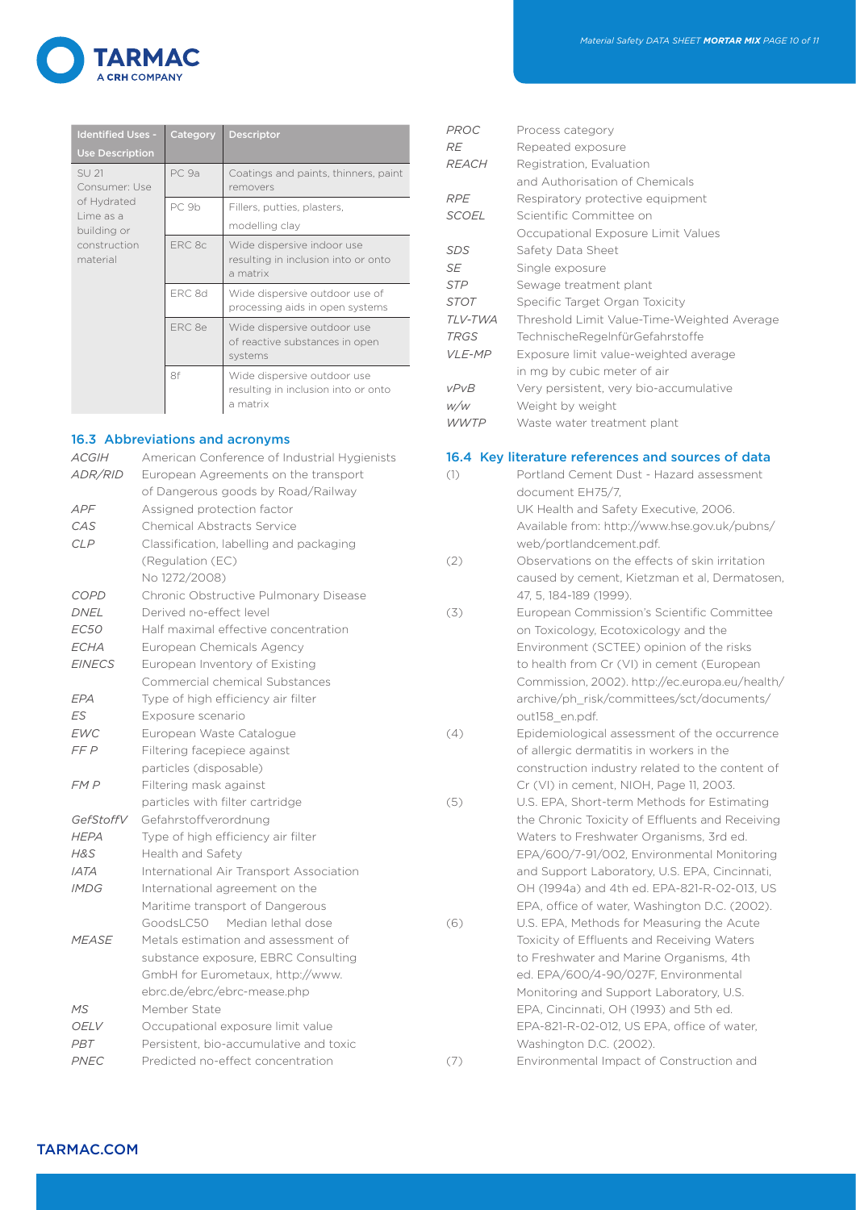| Identified Uses - Use Description | Category | Descriptor |
|---|---|---|
| SU 21 Consumer: Use of Hydrated Lime as a building or construction material | PC 9a | Coatings and paints, thinners, paint removers |
| | PC 9b | Fillers, putties, plasters, modelling clay |
| | ERC 8c | Wide dispersive indoor use resulting in inclusion into or onto a matrix |
| | ERC 8d | Wide dispersive outdoor use of processing aids in open systems |
| | ERC 8e | Wide dispersive outdoor use of reactive substances in open systems |
| | 8f | Wide dispersive outdoor use resulting in inclusion into or onto a matrix |

## 16.3 Abbreviations and acronyms

| | |
|---|---|
| *ACGIH* | American Conference of Industrial Hygienists |
| *ADR/RID* | European Agreements on the transport of Dangerous goods by Road/Railway |
| *APF* | Assigned protection factor |
| *CAS* | Chemical Abstracts Service |
| *CLP* | Classification, labelling and packaging (Regulation (EC) No 1272/2008) |
| *COPD* | Chronic Obstructive Pulmonary Disease |
| *DNEL* | Derived no-effect level |
| *EC50* | Half maximal effective concentration |
| *ECHA* | European Chemicals Agency |
| *EINECS* | European Inventory of Existing Commercial chemical Substances |
| *EPA* | Type of high efficiency air filter |
| *ES* | Exposure scenario |
| *EWC* | European Waste Catalogue |
| *FF P* | Filtering facepiece against particles (disposable) |
| *FM P* | Filtering mask against particles with filter cartridge |
| *GefStoffV* | Gefahrstoffverordnung |
| *HEPA* | Type of high efficiency air filter |
| *H&S* | Health and Safety |
| *IATA* | International Air Transport Association |
| *IMDG* | International agreement on the Maritime transport of Dangerous GoodsLC50 Median lethal dose |
| *MEASE* | Metals estimation and assessment of substance exposure, EBRC Consulting GmbH for Eurometaux, http://www.ebrc.de/ebrc/ebrc-mease.php |
| *MS* | Member State |
| *OELV* | Occupational exposure limit value |
| *PBT* | Persistent, bio-accumulative and toxic |
| *PNEC* | Predicted no-effect concentration |
| *PROC* | Process category |
| *RE* | Repeated exposure |
| *REACH* | Registration, Evaluation and Authorisation of Chemicals |
| *RPE* | Respiratory protective equipment |
| *SCOEL* | Scientific Committee on Occupational Exposure Limit Values |
| *SDS* | Safety Data Sheet |
| *SE* | Single exposure |
| *STP* | Sewage treatment plant |
| *STOT* | Specific Target Organ Toxicity |
| *TLV-TWA* | Threshold Limit Value-Time-Weighted Average |
| *TRGS* | TechnischeRegelnfürGefahrstoffe |
| *VLE-MP* | Exposure limit value-weighted average in mg by cubic meter of air |
| *vPvB* | Very persistent, very bio-accumulative |
| *w/w* | Weight by weight |
| *WWTP* | Waste water treatment plant |

## 16.4 Key literature references and sources of data

(1) Portland Cement Dust - Hazard assessment document EH75/7, UK Health and Safety Executive, 2006. Available from: http://www.hse.gov.uk/pubns/web/portlandcement.pdf.

(2) Observations on the effects of skin irritation caused by cement, Kietzman et al, Dermatosen, 47, 5, 184-189 (1999).

(3) European Commission's Scientific Committee on Toxicology, Ecotoxicology and the Environment (SCTEE) opinion of the risks to health from Cr (VI) in cement (European Commission, 2002). http://ec.europa.eu/health/archive/ph_risk/committees/sct/documents/out158_en.pdf.

(4) Epidemiological assessment of the occurrence of allergic dermatitis in workers in the construction industry related to the content of Cr (VI) in cement, NIOH, Page 11, 2003.

(5) U.S. EPA, Short-term Methods for Estimating the Chronic Toxicity of Effluents and Receiving Waters to Freshwater Organisms, 3rd ed. EPA/600/7-91/002, Environmental Monitoring and Support Laboratory, U.S. EPA, Cincinnati, OH (1994a) and 4th ed. EPA-821-R-02-013, US EPA, office of water, Washington D.C. (2002).

(6) U.S. EPA, Methods for Measuring the Acute Toxicity of Effluents and Receiving Waters to Freshwater and Marine Organisms, 4th ed. EPA/600/4-90/027F, Environmental Monitoring and Support Laboratory, U.S. EPA, Cincinnati, OH (1993) and 5th ed. EPA-821-R-02-012, US EPA, office of water, Washington D.C. (2002).

(7) Environmental Impact of Construction and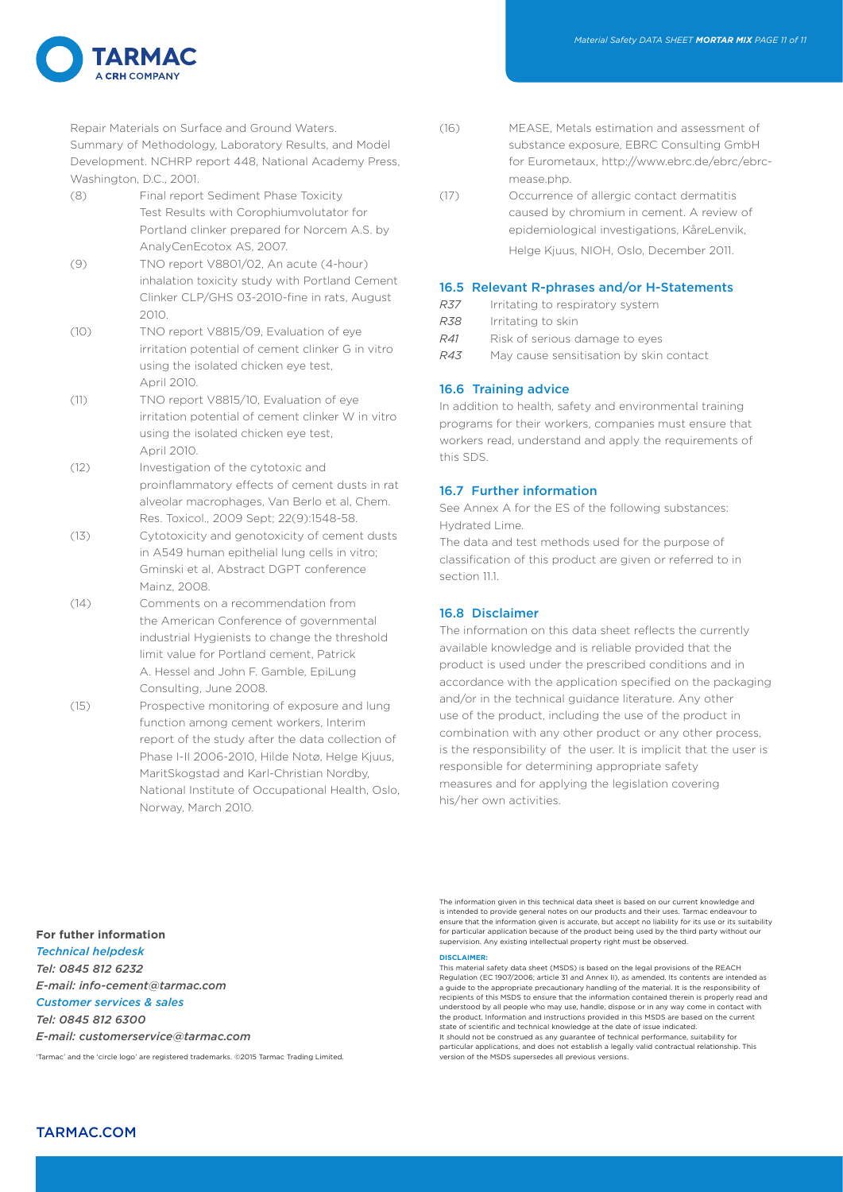Repair Materials on Surface and Ground Waters. Summary of Methodology, Laboratory Results, and Model Development. NCHRP report 448, National Academy Press, Washington, D.C., 2001.

(8) Final report Sediment Phase Toxicity Test Results with Corophiumvolutator for Portland clinker prepared for Norcem A.S. by AnalyCenEcotox AS, 2007.

(9) TNO report V8801/02, An acute (4-hour) inhalation toxicity study with Portland Cement Clinker CLP/GHS 03-2010-fine in rats, August 2010.

(10) TNO report V8815/09, Evaluation of eye irritation potential of cement clinker G in vitro using the isolated chicken eye test, April 2010.

(11) TNO report V8815/10, Evaluation of eye irritation potential of cement clinker W in vitro using the isolated chicken eye test, April 2010.

(12) Investigation of the cytotoxic and proinflammatory effects of cement dusts in rat alveolar macrophages, Van Berlo et al, Chem. Res. Toxicol., 2009 Sept; 22(9):1548-58.

(13) Cytotoxicity and genotoxicity of cement dusts in A549 human epithelial lung cells in vitro; Gminski et al, Abstract DGPT conference Mainz, 2008.

(14) Comments on a recommendation from the American Conference of governmental industrial Hygienists to change the threshold limit value for Portland cement, Patrick A. Hessel and John F. Gamble, EpiLung Consulting, June 2008.

(15) Prospective monitoring of exposure and lung function among cement workers, Interim report of the study after the data collection of Phase I-II 2006-2010, Hilde Notø, Helge Kjuus, MaritSkogstad and Karl-Christian Nordby, National Institute of Occupational Health, Oslo, Norway, March 2010.

(16) MEASE, Metals estimation and assessment of substance exposure, EBRC Consulting GmbH for Eurometaux, http://www.ebrc.de/ebrc/ebrc-mease.php.

(17) Occurrence of allergic contact dermatitis caused by chromium in cement. A review of epidemiological investigations, KåreLenvik, Helge Kjuus, NIOH, Oslo, December 2011.

## 16.5 Relevant R-phrases and/or H-Statements

*R37* Irritating to respiratory system
*R38* Irritating to skin
*R41* Risk of serious damage to eyes
*R43* May cause sensitisation by skin contact

## 16.6 Training advice

In addition to health, safety and environmental training programs for their workers, companies must ensure that workers read, understand and apply the requirements of this SDS.

## 16.7 Further information

See Annex A for the ES of the following substances: Hydrated Lime.

The data and test methods used for the purpose of classification of this product are given or referred to in section 11.1.

## 16.8 Disclaimer

The information on this data sheet reflects the currently available knowledge and is reliable provided that the product is used under the prescribed conditions and in accordance with the application specified on the packaging and/or in the technical guidance literature. Any other use of the product, including the use of the product in combination with any other product or any other process, is the responsibility of the user. It is implicit that the user is responsible for determining appropriate safety measures and for applying the legislation covering his/her own activities.

**For futher information**
*Technical helpdesk*
*Tel: 0845 812 6232*
*E-mail: info-cement@tarmac.com*
*Customer services & sales*
*Tel: 0845 812 6300*
*E-mail: customerservice@tarmac.com*

'Tarmac' and the 'circle logo' are registered trademarks. ©2015 Tarmac Trading Limited.

The information given in this technical data sheet is based on our current knowledge and is intended to provide general notes on our products and their uses. Tarmac endeavour to ensure that the information given is accurate, but accept no liability for its use or its suitability for particular application because of the product being used by the third party without our supervision. Any existing intellectual property right must be observed.

**DISCLAIMER:**
This material safety data sheet (MSDS) is based on the legal provisions of the REACH Regulation (EC 1907/2006; article 31 and Annex II), as amended. Its contents are intended as a guide to the appropriate precautionary handling of the material. It is the responsibility of recipients of this MSDS to ensure that the information contained therein is properly read and understood by all people who may use, handle, dispose or in any way come in contact with the product. Information and instructions provided in this MSDS are based on the current state of scientific and technical knowledge at the date of issue indicated.
It should not be construed as any guarantee of technical performance, suitability for particular applications, and does not establish a legally valid contractual relationship. This version of the MSDS supersedes all previous versions.

TARMAC.COM